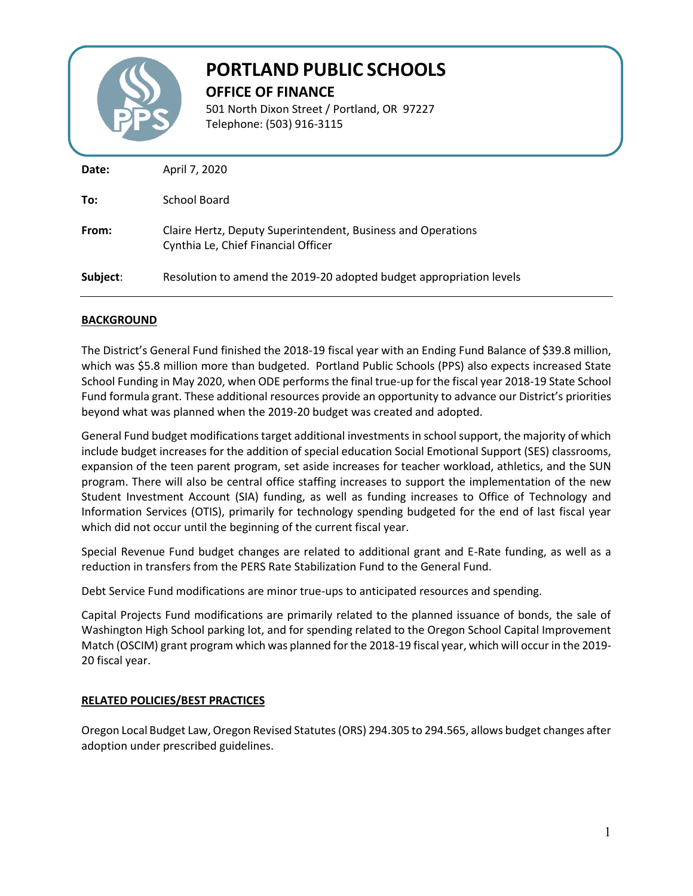# PORTLAND PUBLIC SCHOOLS

## OFFICE OF FINANCE

501 North Dixon Street / Portland, OR 97227
Telephone: (503) 916-3115

**Date:** April 7, 2020

**To:** School Board

**From:** Claire Hertz, Deputy Superintendent, Business and Operations
Cynthia Le, Chief Financial Officer

**Subject:** Resolution to amend the 2019-20 adopted budget appropriation levels

---

### BACKGROUND

The District's General Fund finished the 2018-19 fiscal year with an Ending Fund Balance of $39.8 million, which was $5.8 million more than budgeted. Portland Public Schools (PPS) also expects increased State School Funding in May 2020, when ODE performs the final true-up for the fiscal year 2018-19 State School Fund formula grant. These additional resources provide an opportunity to advance our District's priorities beyond what was planned when the 2019-20 budget was created and adopted.

General Fund budget modifications target additional investments in school support, the majority of which include budget increases for the addition of special education Social Emotional Support (SES) classrooms, expansion of the teen parent program, set aside increases for teacher workload, athletics, and the SUN program. There will also be central office staffing increases to support the implementation of the new Student Investment Account (SIA) funding, as well as funding increases to Office of Technology and Information Services (OTIS), primarily for technology spending budgeted for the end of last fiscal year which did not occur until the beginning of the current fiscal year.

Special Revenue Fund budget changes are related to additional grant and E-Rate funding, as well as a reduction in transfers from the PERS Rate Stabilization Fund to the General Fund.

Debt Service Fund modifications are minor true-ups to anticipated resources and spending.

Capital Projects Fund modifications are primarily related to the planned issuance of bonds, the sale of Washington High School parking lot, and for spending related to the Oregon School Capital Improvement Match (OSCIM) grant program which was planned for the 2018-19 fiscal year, which will occur in the 2019-20 fiscal year.

### RELATED POLICIES/BEST PRACTICES

Oregon Local Budget Law, Oregon Revised Statutes (ORS) 294.305 to 294.565, allows budget changes after adoption under prescribed guidelines.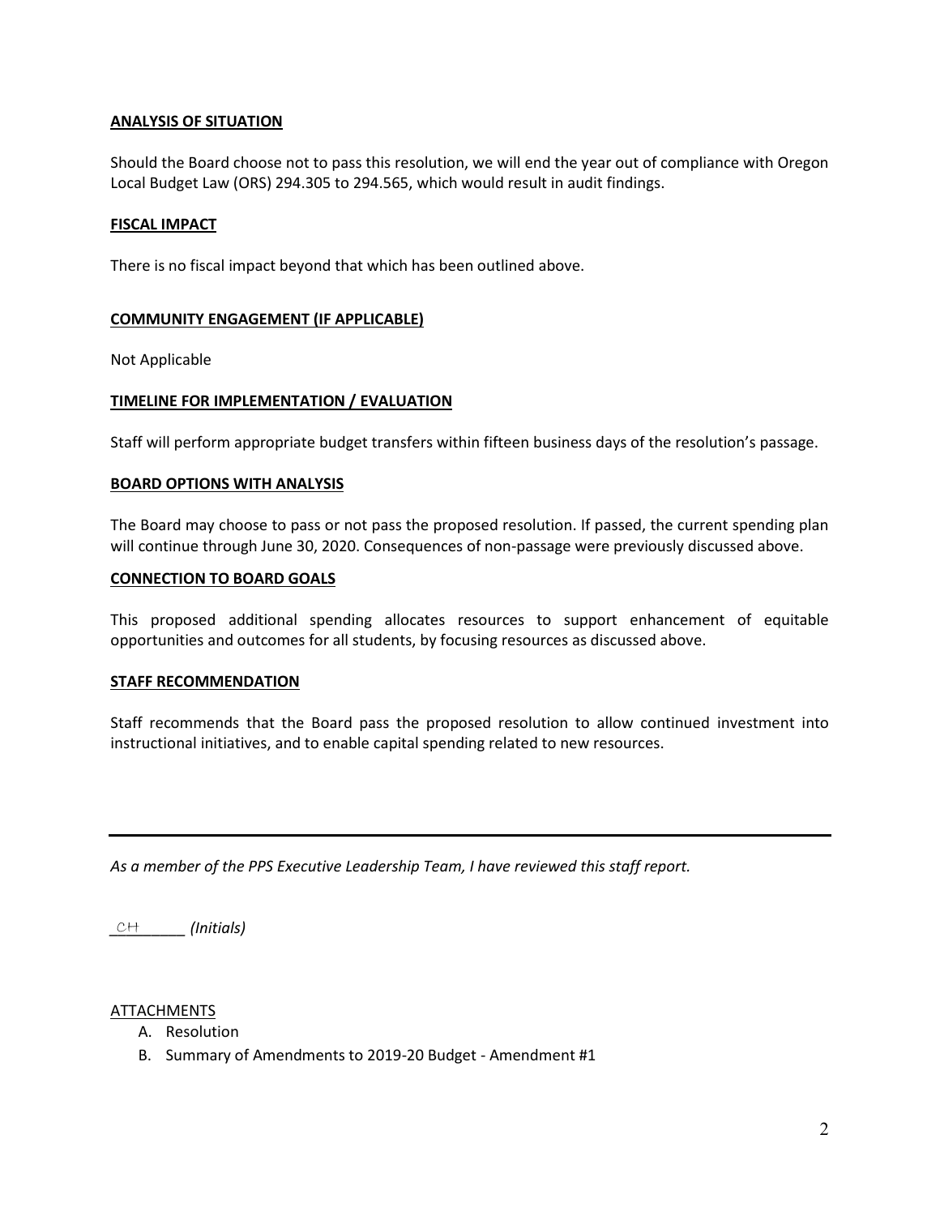**ANALYSIS OF SITUATION**

Should the Board choose not to pass this resolution, we will end the year out of compliance with Oregon Local Budget Law (ORS) 294.305 to 294.565, which would result in audit findings.

**FISCAL IMPACT**

There is no fiscal impact beyond that which has been outlined above.

**COMMUNITY ENGAGEMENT (IF APPLICABLE)**

Not Applicable

**TIMELINE FOR IMPLEMENTATION / EVALUATION**

Staff will perform appropriate budget transfers within fifteen business days of the resolution's passage.

**BOARD OPTIONS WITH ANALYSIS**

The Board may choose to pass or not pass the proposed resolution. If passed, the current spending plan will continue through June 30, 2020. Consequences of non-passage were previously discussed above.

**CONNECTION TO BOARD GOALS**

This proposed additional spending allocates resources to support enhancement of equitable opportunities and outcomes for all students, by focusing resources as discussed above.

**STAFF RECOMMENDATION**

Staff recommends that the Board pass the proposed resolution to allow continued investment into instructional initiatives, and to enable capital spending related to new resources.

---

*As a member of the PPS Executive Leadership Team, I have reviewed this staff report.*

CH _________ *(Initials)*

ATTACHMENTS

A. Resolution
B. Summary of Amendments to 2019-20 Budget - Amendment #1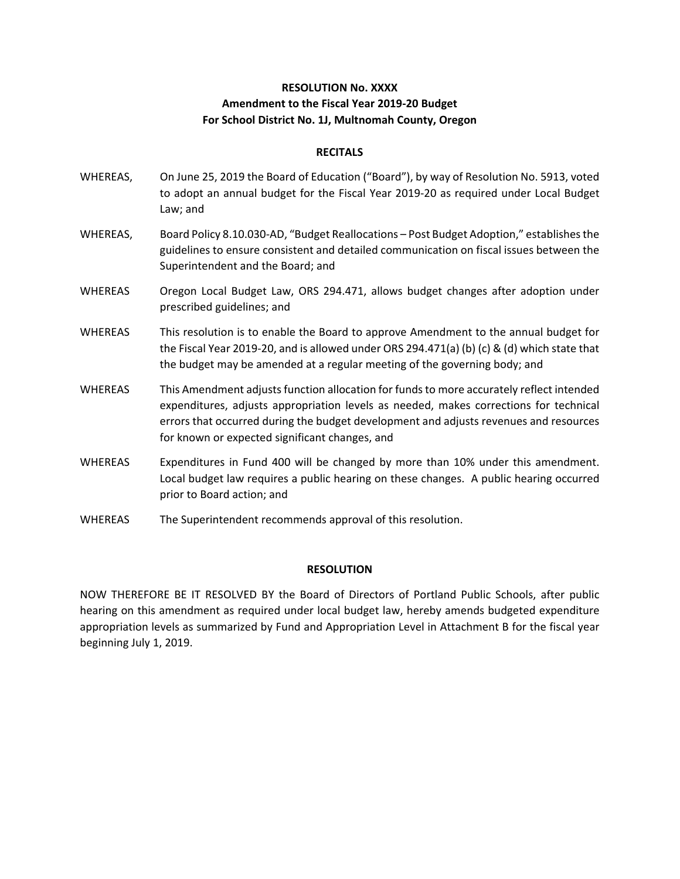**RESOLUTION No. XXXX**
**Amendment to the Fiscal Year 2019-20 Budget**
**For School District No. 1J, Multnomah County, Oregon**

**RECITALS**

WHEREAS, On June 25, 2019 the Board of Education ("Board"), by way of Resolution No. 5913, voted to adopt an annual budget for the Fiscal Year 2019-20 as required under Local Budget Law; and

WHEREAS, Board Policy 8.10.030-AD, "Budget Reallocations – Post Budget Adoption," establishes the guidelines to ensure consistent and detailed communication on fiscal issues between the Superintendent and the Board; and

WHEREAS Oregon Local Budget Law, ORS 294.471, allows budget changes after adoption under prescribed guidelines; and

WHEREAS This resolution is to enable the Board to approve Amendment to the annual budget for the Fiscal Year 2019-20, and is allowed under ORS 294.471(a) (b) (c) & (d) which state that the budget may be amended at a regular meeting of the governing body; and

WHEREAS This Amendment adjusts function allocation for funds to more accurately reflect intended expenditures, adjusts appropriation levels as needed, makes corrections for technical errors that occurred during the budget development and adjusts revenues and resources for known or expected significant changes, and

WHEREAS Expenditures in Fund 400 will be changed by more than 10% under this amendment. Local budget law requires a public hearing on these changes. A public hearing occurred prior to Board action; and

WHEREAS The Superintendent recommends approval of this resolution.

**RESOLUTION**

NOW THEREFORE BE IT RESOLVED BY the Board of Directors of Portland Public Schools, after public hearing on this amendment as required under local budget law, hereby amends budgeted expenditure appropriation levels as summarized by Fund and Appropriation Level in Attachment B for the fiscal year beginning July 1, 2019.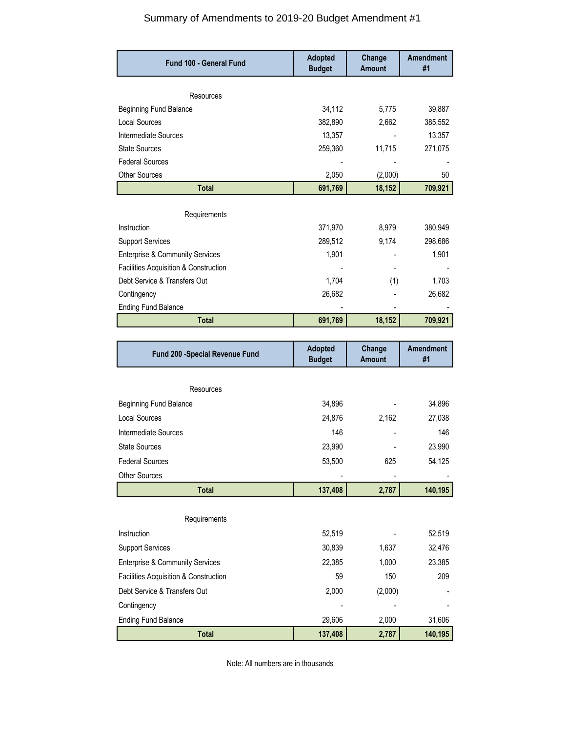# Summary of Amendments to 2019-20 Budget Amendment #1

| Fund 100 - General Fund | Adopted Budget | Change Amount | Amendment #1 |
|---|---|---|---|
| Resources | | | |
| Beginning Fund Balance | 34,112 | 5,775 | 39,887 |
| Local Sources | 382,890 | 2,662 | 385,552 |
| Intermediate Sources | 13,357 | - | 13,357 |
| State Sources | 259,360 | 11,715 | 271,075 |
| Federal Sources | - | - | - |
| Other Sources | 2,050 | (2,000) | 50 |
| **Total** | **691,769** | **18,152** | **709,921** |
| Requirements | | | |
| Instruction | 371,970 | 8,979 | 380,949 |
| Support Services | 289,512 | 9,174 | 298,686 |
| Enterprise & Community Services | 1,901 | - | 1,901 |
| Facilities Acquisition & Construction | - | - | - |
| Debt Service & Transfers Out | 1,704 | (1) | 1,703 |
| Contingency | 26,682 | - | 26,682 |
| Ending Fund Balance | - | - | - |
| **Total** | **691,769** | **18,152** | **709,921** |

| Fund 200 -Special Revenue Fund | Adopted Budget | Change Amount | Amendment #1 |
|---|---|---|---|
| Resources | | | |
| Beginning Fund Balance | 34,896 | - | 34,896 |
| Local Sources | 24,876 | 2,162 | 27,038 |
| Intermediate Sources | 146 | - | 146 |
| State Sources | 23,990 | - | 23,990 |
| Federal Sources | 53,500 | 625 | 54,125 |
| Other Sources | - | - | - |
| **Total** | **137,408** | **2,787** | **140,195** |
| Requirements | | | |
| Instruction | 52,519 | - | 52,519 |
| Support Services | 30,839 | 1,637 | 32,476 |
| Enterprise & Community Services | 22,385 | 1,000 | 23,385 |
| Facilities Acquisition & Construction | 59 | 150 | 209 |
| Debt Service & Transfers Out | 2,000 | (2,000) | - |
| Contingency | - | - | - |
| Ending Fund Balance | 29,606 | 2,000 | 31,606 |
| **Total** | **137,408** | **2,787** | **140,195** |

Note: All numbers are in thousands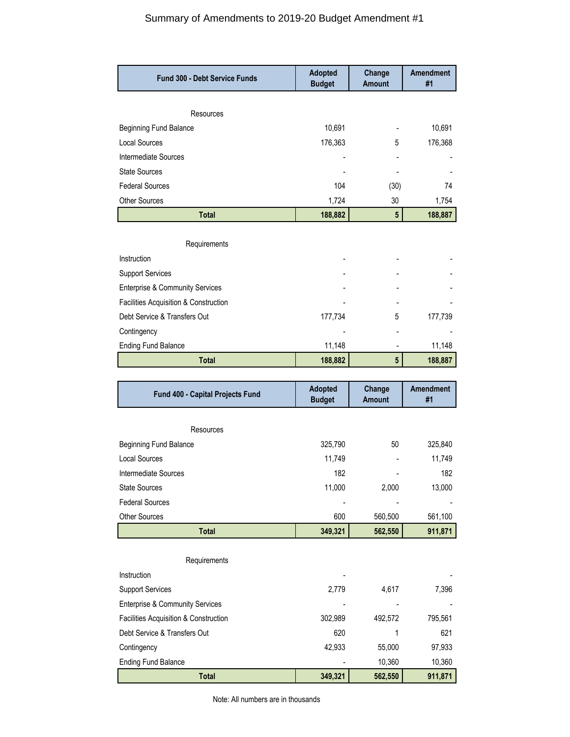# Summary of Amendments to 2019-20 Budget Amendment #1

| Fund 300 - Debt Service Funds | Adopted Budget | Change Amount | Amendment #1 |
|---|---|---|---|
| Resources | | | |
| Beginning Fund Balance | 10,691 | - | 10,691 |
| Local Sources | 176,363 | 5 | 176,368 |
| Intermediate Sources | - | - | - |
| State Sources | - | - | - |
| Federal Sources | 104 | (30) | 74 |
| Other Sources | 1,724 | 30 | 1,754 |
| **Total** | **188,882** | **5** | **188,887** |
| Requirements | | | |
| Instruction | - | - | - |
| Support Services | - | - | - |
| Enterprise & Community Services | - | - | - |
| Facilities Acquisition & Construction | - | - | - |
| Debt Service & Transfers Out | 177,734 | 5 | 177,739 |
| Contingency | - | - | - |
| Ending Fund Balance | 11,148 | - | 11,148 |
| **Total** | **188,882** | **5** | **188,887** |

| Fund 400 - Capital Projects Fund | Adopted Budget | Change Amount | Amendment #1 |
|---|---|---|---|
| Resources | | | |
| Beginning Fund Balance | 325,790 | 50 | 325,840 |
| Local Sources | 11,749 | - | 11,749 |
| Intermediate Sources | 182 | - | 182 |
| State Sources | 11,000 | 2,000 | 13,000 |
| Federal Sources | - | - | - |
| Other Sources | 600 | 560,500 | 561,100 |
| **Total** | **349,321** | **562,550** | **911,871** |
| Requirements | | | |
| Instruction | - | | - |
| Support Services | 2,779 | 4,617 | 7,396 |
| Enterprise & Community Services | - | - | - |
| Facilities Acquisition & Construction | 302,989 | 492,572 | 795,561 |
| Debt Service & Transfers Out | 620 | 1 | 621 |
| Contingency | 42,933 | 55,000 | 97,933 |
| Ending Fund Balance | - | 10,360 | 10,360 |
| **Total** | **349,321** | **562,550** | **911,871** |

Note: All numbers are in thousands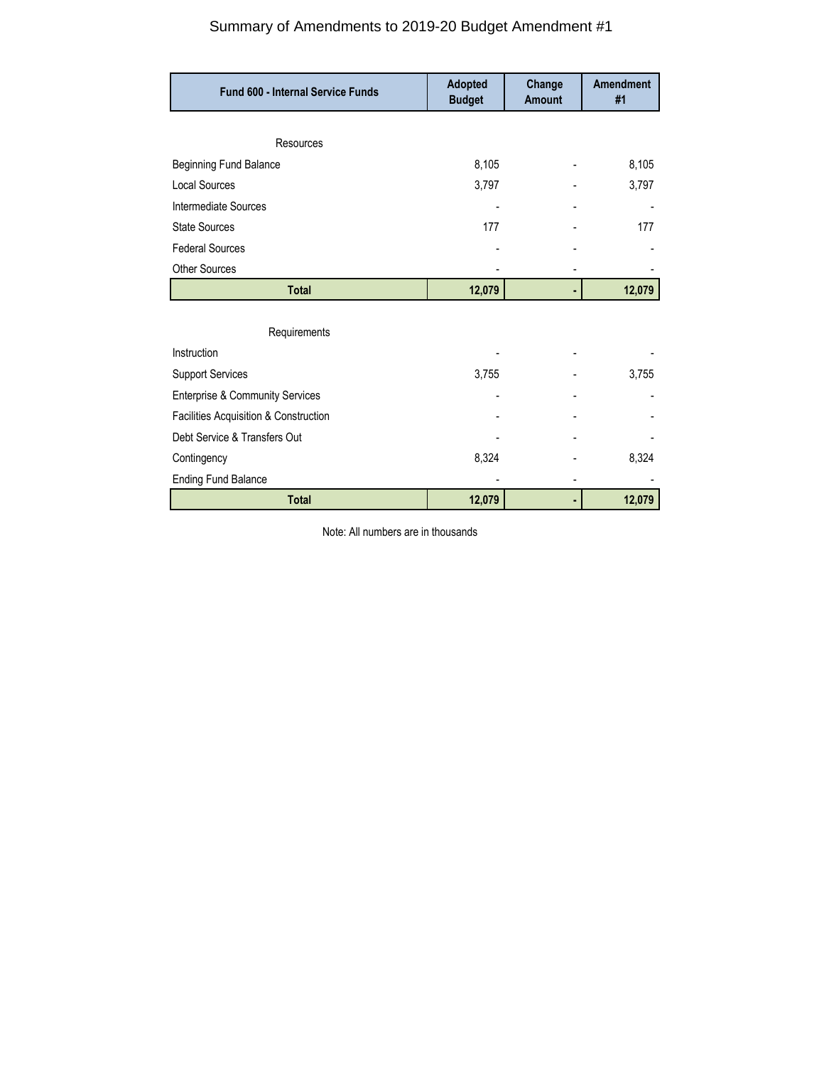# Summary of Amendments to 2019-20 Budget Amendment #1

| Fund 600 - Internal Service Funds | Adopted Budget | Change Amount | Amendment #1 |
|---|---|---|---|
| Resources | | | |
| Beginning Fund Balance | 8,105 | - | 8,105 |
| Local Sources | 3,797 | - | 3,797 |
| Intermediate Sources | - | - | - |
| State Sources | 177 | - | 177 |
| Federal Sources | - | - | - |
| Other Sources | - | - | - |
| **Total** | **12,079** | **-** | **12,079** |
| Requirements | | | |
| Instruction | - | - | - |
| Support Services | 3,755 | - | 3,755 |
| Enterprise & Community Services | - | - | - |
| Facilities Acquisition & Construction | - | - | - |
| Debt Service & Transfers Out | - | - | - |
| Contingency | 8,324 | - | 8,324 |
| Ending Fund Balance | - | - | - |
| **Total** | **12,079** | **-** | **12,079** |

Note: All numbers are in thousands